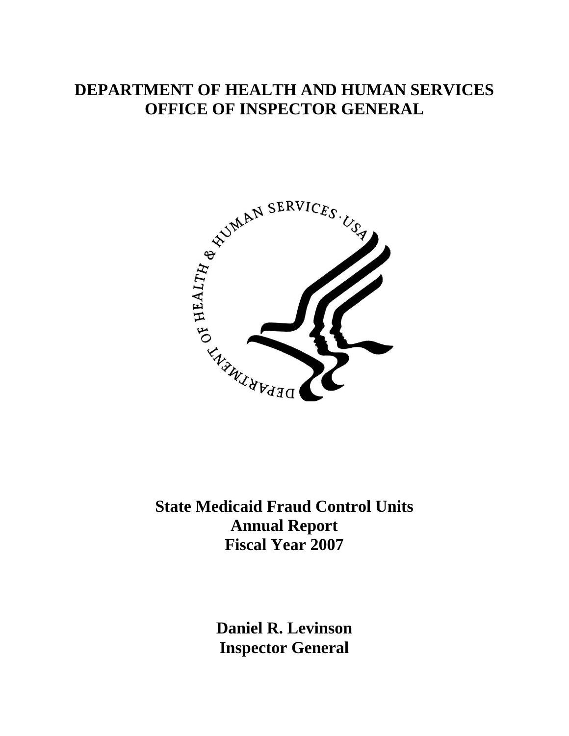# DEPARTMENT OF HEALTH AND HUMAN SERVICES
# OFFICE OF INSPECTOR GENERAL

## State Medicaid Fraud Control Units
## Annual Report
## Fiscal Year 2007

**Daniel R. Levinson**
**Inspector General**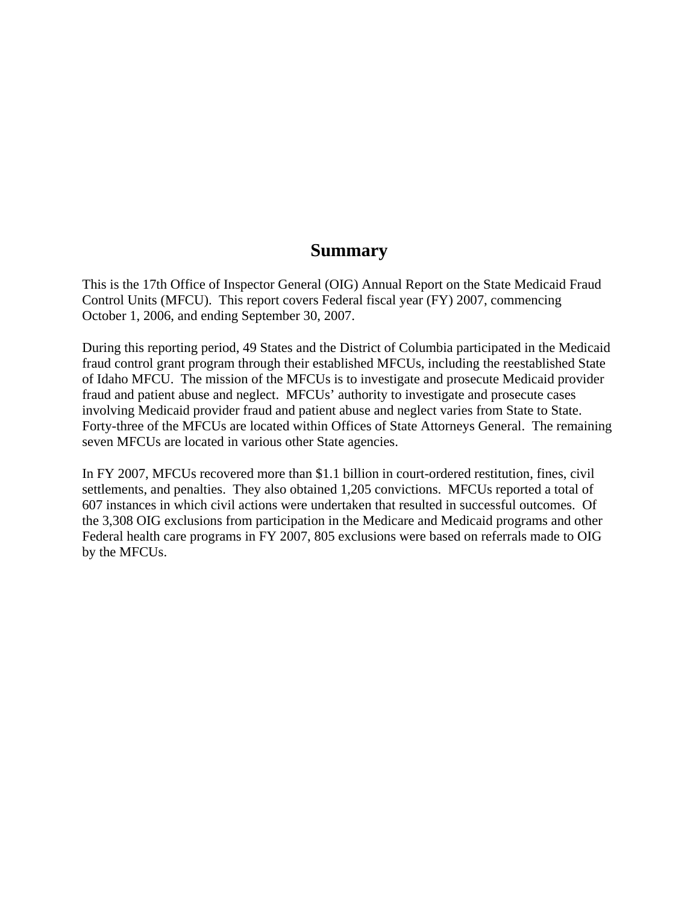# Summary

This is the 17th Office of Inspector General (OIG) Annual Report on the State Medicaid Fraud Control Units (MFCU). This report covers Federal fiscal year (FY) 2007, commencing October 1, 2006, and ending September 30, 2007.

During this reporting period, 49 States and the District of Columbia participated in the Medicaid fraud control grant program through their established MFCUs, including the reestablished State of Idaho MFCU. The mission of the MFCUs is to investigate and prosecute Medicaid provider fraud and patient abuse and neglect. MFCUs' authority to investigate and prosecute cases involving Medicaid provider fraud and patient abuse and neglect varies from State to State. Forty-three of the MFCUs are located within Offices of State Attorneys General. The remaining seven MFCUs are located in various other State agencies.

In FY 2007, MFCUs recovered more than $1.1 billion in court-ordered restitution, fines, civil settlements, and penalties. They also obtained 1,205 convictions. MFCUs reported a total of 607 instances in which civil actions were undertaken that resulted in successful outcomes. Of the 3,308 OIG exclusions from participation in the Medicare and Medicaid programs and other Federal health care programs in FY 2007, 805 exclusions were based on referrals made to OIG by the MFCUs.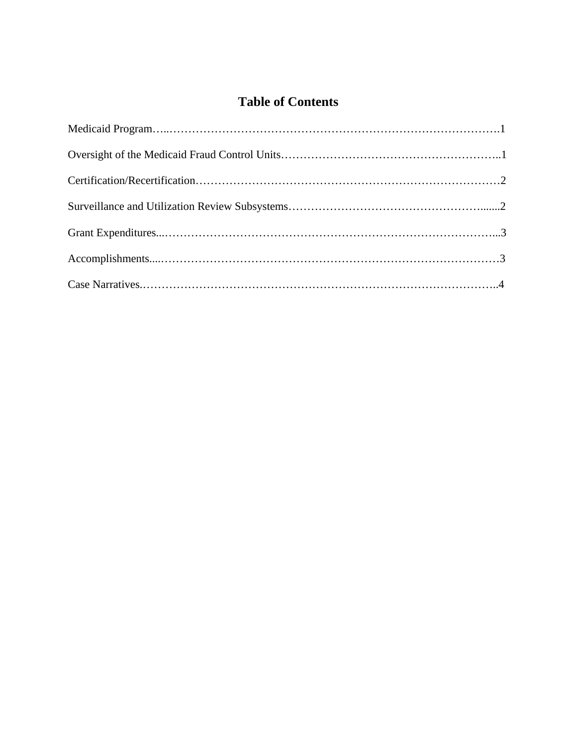# Table of Contents

Medicaid Program…..…………………………………………………………………………….1

Oversight of the Medicaid Fraud Control Units…………………………………………………..1

Certification/Recertification………………………………………………………………………2

Surveillance and Utilization Review Subsystems…………………………………………….......2

Grant Expenditures...……………………………………………………………………………...3

Accomplishments....………………………………………………………………………………3

Case Narratives.…………………………………………………………………………………..4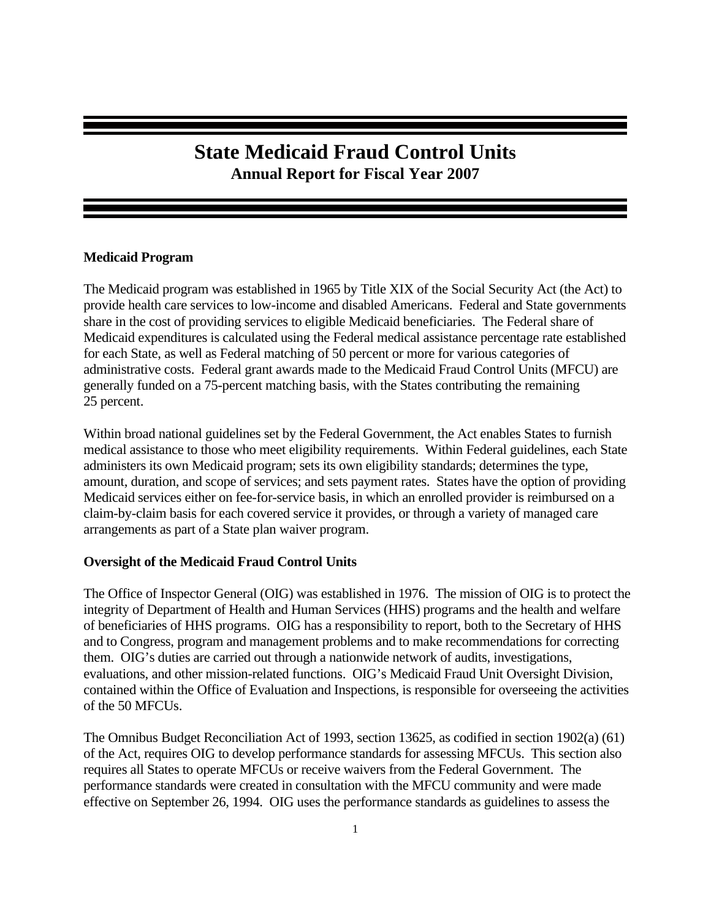# State Medicaid Fraud Control Units

## Annual Report for Fiscal Year 2007

### Medicaid Program

The Medicaid program was established in 1965 by Title XIX of the Social Security Act (the Act) to provide health care services to low-income and disabled Americans. Federal and State governments share in the cost of providing services to eligible Medicaid beneficiaries. The Federal share of Medicaid expenditures is calculated using the Federal medical assistance percentage rate established for each State, as well as Federal matching of 50 percent or more for various categories of administrative costs. Federal grant awards made to the Medicaid Fraud Control Units (MFCU) are generally funded on a 75-percent matching basis, with the States contributing the remaining 25 percent.

Within broad national guidelines set by the Federal Government, the Act enables States to furnish medical assistance to those who meet eligibility requirements. Within Federal guidelines, each State administers its own Medicaid program; sets its own eligibility standards; determines the type, amount, duration, and scope of services; and sets payment rates. States have the option of providing Medicaid services either on fee-for-service basis, in which an enrolled provider is reimbursed on a claim-by-claim basis for each covered service it provides, or through a variety of managed care arrangements as part of a State plan waiver program.

### Oversight of the Medicaid Fraud Control Units

The Office of Inspector General (OIG) was established in 1976. The mission of OIG is to protect the integrity of Department of Health and Human Services (HHS) programs and the health and welfare of beneficiaries of HHS programs. OIG has a responsibility to report, both to the Secretary of HHS and to Congress, program and management problems and to make recommendations for correcting them. OIG's duties are carried out through a nationwide network of audits, investigations, evaluations, and other mission-related functions. OIG's Medicaid Fraud Unit Oversight Division, contained within the Office of Evaluation and Inspections, is responsible for overseeing the activities of the 50 MFCUs.

The Omnibus Budget Reconciliation Act of 1993, section 13625, as codified in section 1902(a) (61) of the Act, requires OIG to develop performance standards for assessing MFCUs. This section also requires all States to operate MFCUs or receive waivers from the Federal Government. The performance standards were created in consultation with the MFCU community and were made effective on September 26, 1994. OIG uses the performance standards as guidelines to assess the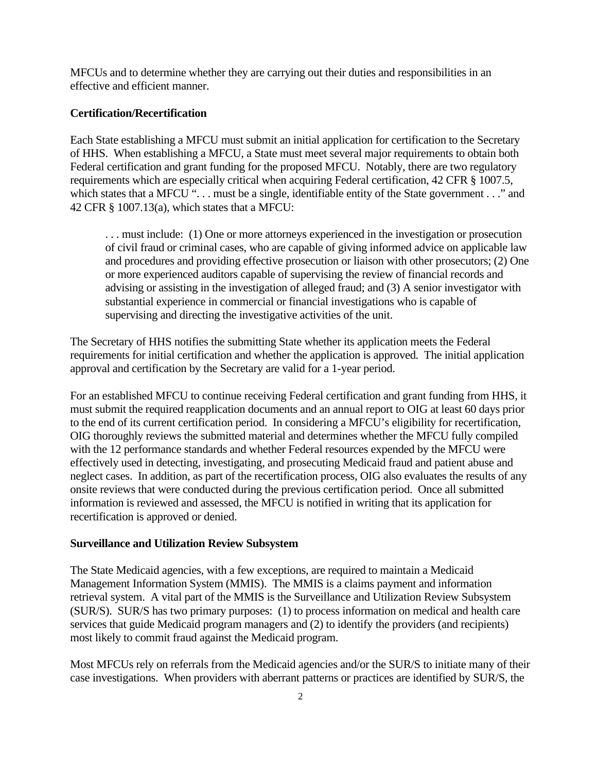MFCUs and to determine whether they are carrying out their duties and responsibilities in an effective and efficient manner.

**Certification/Recertification**

Each State establishing a MFCU must submit an initial application for certification to the Secretary of HHS. When establishing a MFCU, a State must meet several major requirements to obtain both Federal certification and grant funding for the proposed MFCU. Notably, there are two regulatory requirements which are especially critical when acquiring Federal certification, 42 CFR § 1007.5, which states that a MFCU ". . . must be a single, identifiable entity of the State government . . ." and 42 CFR § 1007.13(a), which states that a MFCU:

> . . . must include: (1) One or more attorneys experienced in the investigation or prosecution of civil fraud or criminal cases, who are capable of giving informed advice on applicable law and procedures and providing effective prosecution or liaison with other prosecutors; (2) One or more experienced auditors capable of supervising the review of financial records and advising or assisting in the investigation of alleged fraud; and (3) A senior investigator with substantial experience in commercial or financial investigations who is capable of supervising and directing the investigative activities of the unit.

The Secretary of HHS notifies the submitting State whether its application meets the Federal requirements for initial certification and whether the application is approved. The initial application approval and certification by the Secretary are valid for a 1-year period.

For an established MFCU to continue receiving Federal certification and grant funding from HHS, it must submit the required reapplication documents and an annual report to OIG at least 60 days prior to the end of its current certification period. In considering a MFCU's eligibility for recertification, OIG thoroughly reviews the submitted material and determines whether the MFCU fully compiled with the 12 performance standards and whether Federal resources expended by the MFCU were effectively used in detecting, investigating, and prosecuting Medicaid fraud and patient abuse and neglect cases. In addition, as part of the recertification process, OIG also evaluates the results of any onsite reviews that were conducted during the previous certification period. Once all submitted information is reviewed and assessed, the MFCU is notified in writing that its application for recertification is approved or denied.

**Surveillance and Utilization Review Subsystem**

The State Medicaid agencies, with a few exceptions, are required to maintain a Medicaid Management Information System (MMIS). The MMIS is a claims payment and information retrieval system. A vital part of the MMIS is the Surveillance and Utilization Review Subsystem (SUR/S). SUR/S has two primary purposes: (1) to process information on medical and health care services that guide Medicaid program managers and (2) to identify the providers (and recipients) most likely to commit fraud against the Medicaid program.

Most MFCUs rely on referrals from the Medicaid agencies and/or the SUR/S to initiate many of their case investigations. When providers with aberrant patterns or practices are identified by SUR/S, the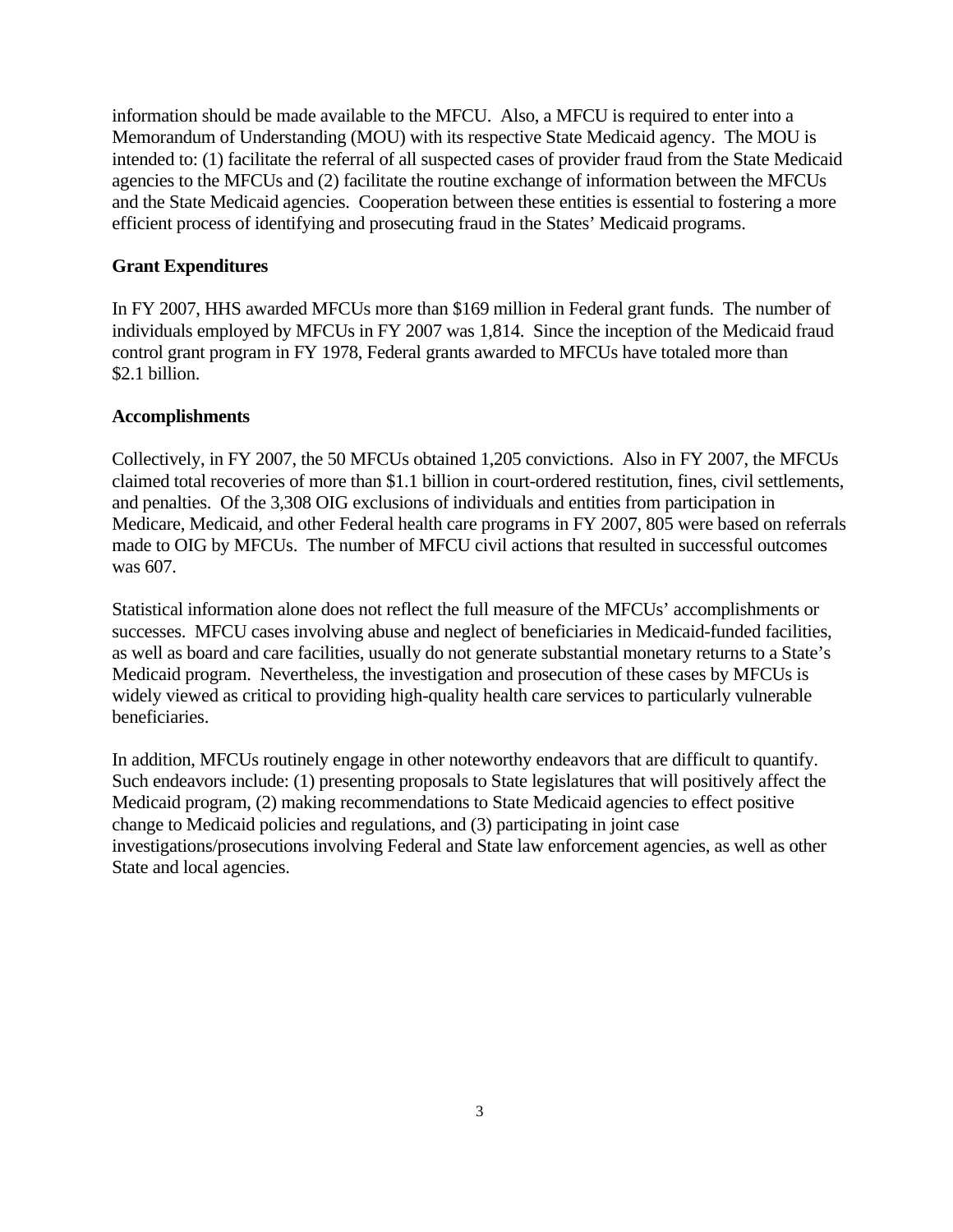information should be made available to the MFCU. Also, a MFCU is required to enter into a Memorandum of Understanding (MOU) with its respective State Medicaid agency. The MOU is intended to: (1) facilitate the referral of all suspected cases of provider fraud from the State Medicaid agencies to the MFCUs and (2) facilitate the routine exchange of information between the MFCUs and the State Medicaid agencies. Cooperation between these entities is essential to fostering a more efficient process of identifying and prosecuting fraud in the States' Medicaid programs.

**Grant Expenditures**

In FY 2007, HHS awarded MFCUs more than $169 million in Federal grant funds. The number of individuals employed by MFCUs in FY 2007 was 1,814. Since the inception of the Medicaid fraud control grant program in FY 1978, Federal grants awarded to MFCUs have totaled more than $2.1 billion.

**Accomplishments**

Collectively, in FY 2007, the 50 MFCUs obtained 1,205 convictions. Also in FY 2007, the MFCUs claimed total recoveries of more than $1.1 billion in court-ordered restitution, fines, civil settlements, and penalties. Of the 3,308 OIG exclusions of individuals and entities from participation in Medicare, Medicaid, and other Federal health care programs in FY 2007, 805 were based on referrals made to OIG by MFCUs. The number of MFCU civil actions that resulted in successful outcomes was 607.

Statistical information alone does not reflect the full measure of the MFCUs' accomplishments or successes. MFCU cases involving abuse and neglect of beneficiaries in Medicaid-funded facilities, as well as board and care facilities, usually do not generate substantial monetary returns to a State's Medicaid program. Nevertheless, the investigation and prosecution of these cases by MFCUs is widely viewed as critical to providing high-quality health care services to particularly vulnerable beneficiaries.

In addition, MFCUs routinely engage in other noteworthy endeavors that are difficult to quantify. Such endeavors include: (1) presenting proposals to State legislatures that will positively affect the Medicaid program, (2) making recommendations to State Medicaid agencies to effect positive change to Medicaid policies and regulations, and (3) participating in joint case investigations/prosecutions involving Federal and State law enforcement agencies, as well as other State and local agencies.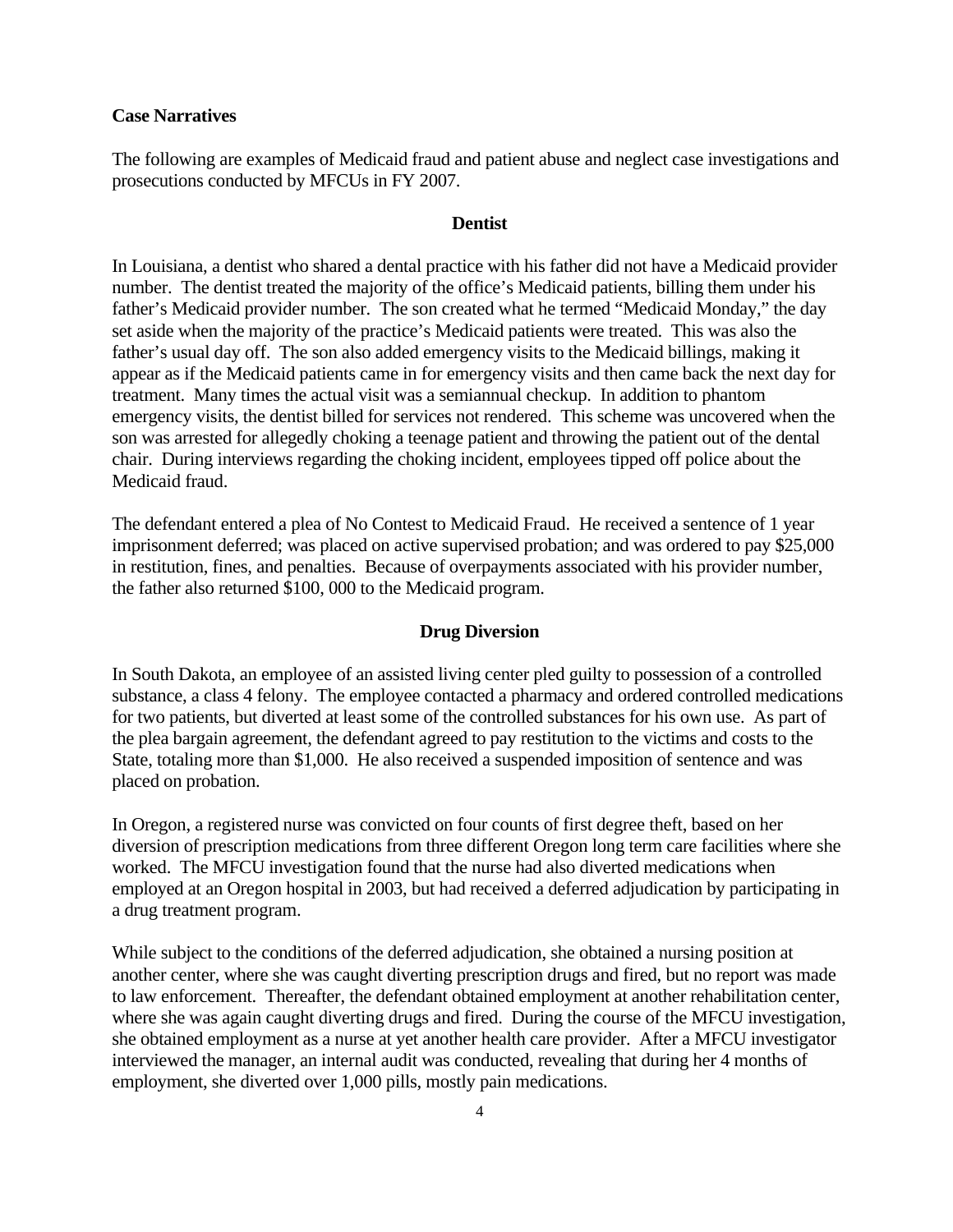**Case Narratives**

The following are examples of Medicaid fraud and patient abuse and neglect case investigations and prosecutions conducted by MFCUs in FY 2007.

**Dentist**

In Louisiana, a dentist who shared a dental practice with his father did not have a Medicaid provider number. The dentist treated the majority of the office's Medicaid patients, billing them under his father's Medicaid provider number. The son created what he termed "Medicaid Monday," the day set aside when the majority of the practice's Medicaid patients were treated. This was also the father's usual day off. The son also added emergency visits to the Medicaid billings, making it appear as if the Medicaid patients came in for emergency visits and then came back the next day for treatment. Many times the actual visit was a semiannual checkup. In addition to phantom emergency visits, the dentist billed for services not rendered. This scheme was uncovered when the son was arrested for allegedly choking a teenage patient and throwing the patient out of the dental chair. During interviews regarding the choking incident, employees tipped off police about the Medicaid fraud.

The defendant entered a plea of No Contest to Medicaid Fraud. He received a sentence of 1 year imprisonment deferred; was placed on active supervised probation; and was ordered to pay $25,000 in restitution, fines, and penalties. Because of overpayments associated with his provider number, the father also returned $100, 000 to the Medicaid program.

**Drug Diversion**

In South Dakota, an employee of an assisted living center pled guilty to possession of a controlled substance, a class 4 felony. The employee contacted a pharmacy and ordered controlled medications for two patients, but diverted at least some of the controlled substances for his own use. As part of the plea bargain agreement, the defendant agreed to pay restitution to the victims and costs to the State, totaling more than $1,000. He also received a suspended imposition of sentence and was placed on probation.

In Oregon, a registered nurse was convicted on four counts of first degree theft, based on her diversion of prescription medications from three different Oregon long term care facilities where she worked. The MFCU investigation found that the nurse had also diverted medications when employed at an Oregon hospital in 2003, but had received a deferred adjudication by participating in a drug treatment program.

While subject to the conditions of the deferred adjudication, she obtained a nursing position at another center, where she was caught diverting prescription drugs and fired, but no report was made to law enforcement. Thereafter, the defendant obtained employment at another rehabilitation center, where she was again caught diverting drugs and fired. During the course of the MFCU investigation, she obtained employment as a nurse at yet another health care provider. After a MFCU investigator interviewed the manager, an internal audit was conducted, revealing that during her 4 months of employment, she diverted over 1,000 pills, mostly pain medications.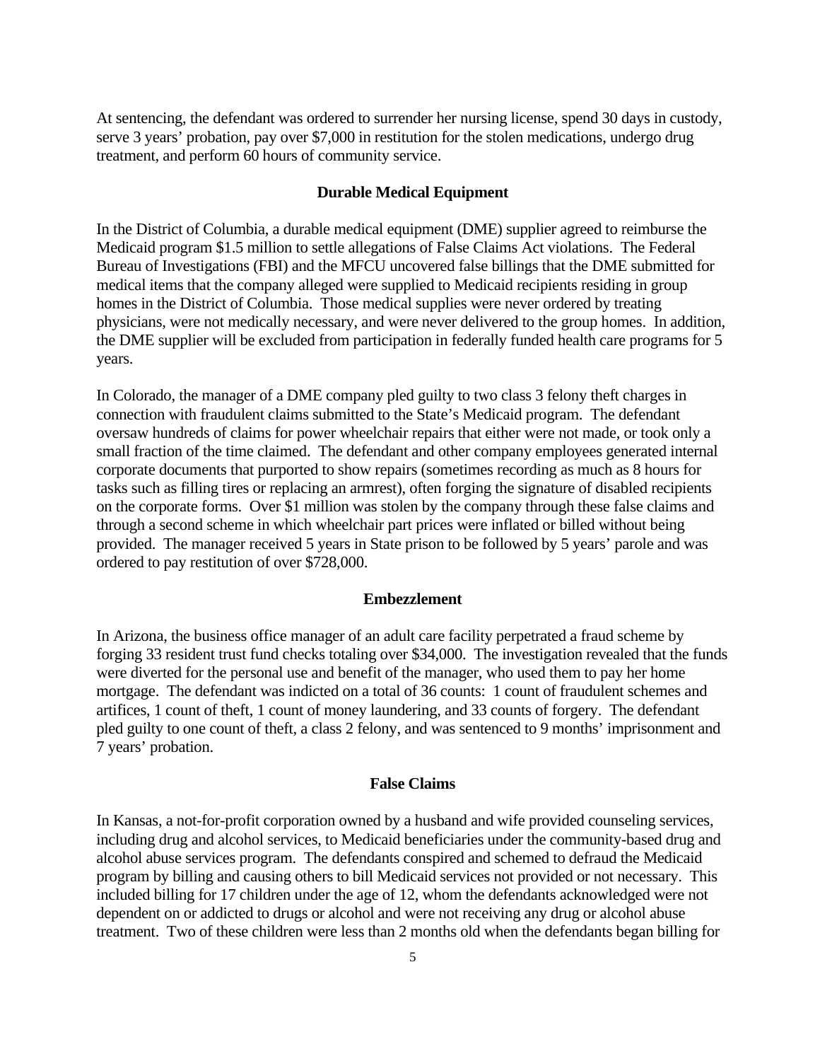At sentencing, the defendant was ordered to surrender her nursing license, spend 30 days in custody, serve 3 years' probation, pay over $7,000 in restitution for the stolen medications, undergo drug treatment, and perform 60 hours of community service.

### Durable Medical Equipment

In the District of Columbia, a durable medical equipment (DME) supplier agreed to reimburse the Medicaid program $1.5 million to settle allegations of False Claims Act violations. The Federal Bureau of Investigations (FBI) and the MFCU uncovered false billings that the DME submitted for medical items that the company alleged were supplied to Medicaid recipients residing in group homes in the District of Columbia. Those medical supplies were never ordered by treating physicians, were not medically necessary, and were never delivered to the group homes. In addition, the DME supplier will be excluded from participation in federally funded health care programs for 5 years.

In Colorado, the manager of a DME company pled guilty to two class 3 felony theft charges in connection with fraudulent claims submitted to the State's Medicaid program. The defendant oversaw hundreds of claims for power wheelchair repairs that either were not made, or took only a small fraction of the time claimed. The defendant and other company employees generated internal corporate documents that purported to show repairs (sometimes recording as much as 8 hours for tasks such as filling tires or replacing an armrest), often forging the signature of disabled recipients on the corporate forms. Over $1 million was stolen by the company through these false claims and through a second scheme in which wheelchair part prices were inflated or billed without being provided. The manager received 5 years in State prison to be followed by 5 years' parole and was ordered to pay restitution of over $728,000.

### Embezzlement

In Arizona, the business office manager of an adult care facility perpetrated a fraud scheme by forging 33 resident trust fund checks totaling over $34,000. The investigation revealed that the funds were diverted for the personal use and benefit of the manager, who used them to pay her home mortgage. The defendant was indicted on a total of 36 counts: 1 count of fraudulent schemes and artifices, 1 count of theft, 1 count of money laundering, and 33 counts of forgery. The defendant pled guilty to one count of theft, a class 2 felony, and was sentenced to 9 months' imprisonment and 7 years' probation.

### False Claims

In Kansas, a not-for-profit corporation owned by a husband and wife provided counseling services, including drug and alcohol services, to Medicaid beneficiaries under the community-based drug and alcohol abuse services program. The defendants conspired and schemed to defraud the Medicaid program by billing and causing others to bill Medicaid services not provided or not necessary. This included billing for 17 children under the age of 12, whom the defendants acknowledged were not dependent on or addicted to drugs or alcohol and were not receiving any drug or alcohol abuse treatment. Two of these children were less than 2 months old when the defendants began billing for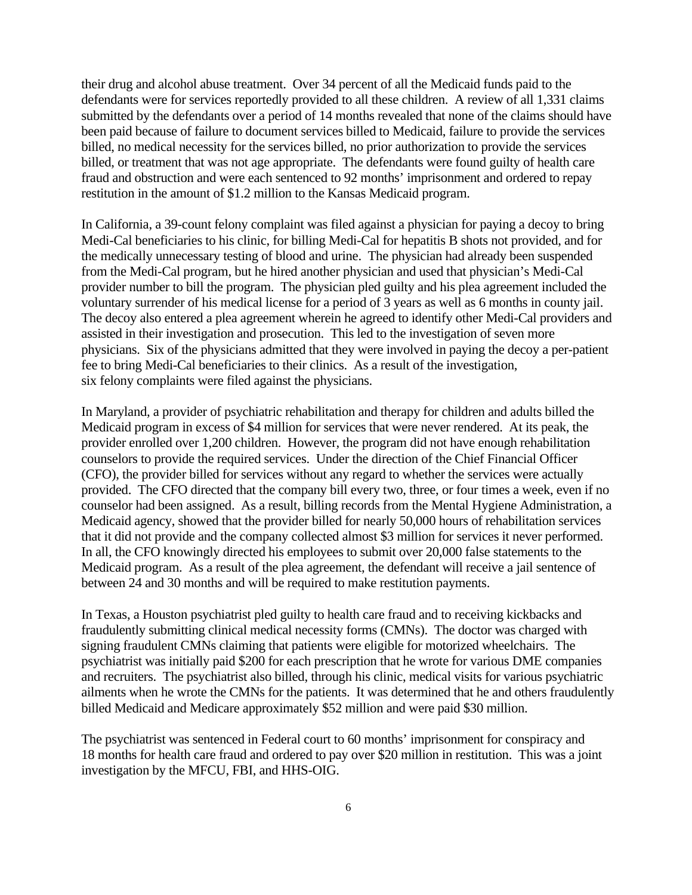their drug and alcohol abuse treatment. Over 34 percent of all the Medicaid funds paid to the defendants were for services reportedly provided to all these children. A review of all 1,331 claims submitted by the defendants over a period of 14 months revealed that none of the claims should have been paid because of failure to document services billed to Medicaid, failure to provide the services billed, no medical necessity for the services billed, no prior authorization to provide the services billed, or treatment that was not age appropriate. The defendants were found guilty of health care fraud and obstruction and were each sentenced to 92 months' imprisonment and ordered to repay restitution in the amount of $1.2 million to the Kansas Medicaid program.

In California, a 39-count felony complaint was filed against a physician for paying a decoy to bring Medi-Cal beneficiaries to his clinic, for billing Medi-Cal for hepatitis B shots not provided, and for the medically unnecessary testing of blood and urine. The physician had already been suspended from the Medi-Cal program, but he hired another physician and used that physician's Medi-Cal provider number to bill the program. The physician pled guilty and his plea agreement included the voluntary surrender of his medical license for a period of 3 years as well as 6 months in county jail. The decoy also entered a plea agreement wherein he agreed to identify other Medi-Cal providers and assisted in their investigation and prosecution. This led to the investigation of seven more physicians. Six of the physicians admitted that they were involved in paying the decoy a per-patient fee to bring Medi-Cal beneficiaries to their clinics. As a result of the investigation, six felony complaints were filed against the physicians.

In Maryland, a provider of psychiatric rehabilitation and therapy for children and adults billed the Medicaid program in excess of $4 million for services that were never rendered. At its peak, the provider enrolled over 1,200 children. However, the program did not have enough rehabilitation counselors to provide the required services. Under the direction of the Chief Financial Officer (CFO), the provider billed for services without any regard to whether the services were actually provided. The CFO directed that the company bill every two, three, or four times a week, even if no counselor had been assigned. As a result, billing records from the Mental Hygiene Administration, a Medicaid agency, showed that the provider billed for nearly 50,000 hours of rehabilitation services that it did not provide and the company collected almost $3 million for services it never performed. In all, the CFO knowingly directed his employees to submit over 20,000 false statements to the Medicaid program. As a result of the plea agreement, the defendant will receive a jail sentence of between 24 and 30 months and will be required to make restitution payments.

In Texas, a Houston psychiatrist pled guilty to health care fraud and to receiving kickbacks and fraudulently submitting clinical medical necessity forms (CMNs). The doctor was charged with signing fraudulent CMNs claiming that patients were eligible for motorized wheelchairs. The psychiatrist was initially paid $200 for each prescription that he wrote for various DME companies and recruiters. The psychiatrist also billed, through his clinic, medical visits for various psychiatric ailments when he wrote the CMNs for the patients. It was determined that he and others fraudulently billed Medicaid and Medicare approximately $52 million and were paid $30 million.

The psychiatrist was sentenced in Federal court to 60 months' imprisonment for conspiracy and 18 months for health care fraud and ordered to pay over $20 million in restitution. This was a joint investigation by the MFCU, FBI, and HHS-OIG.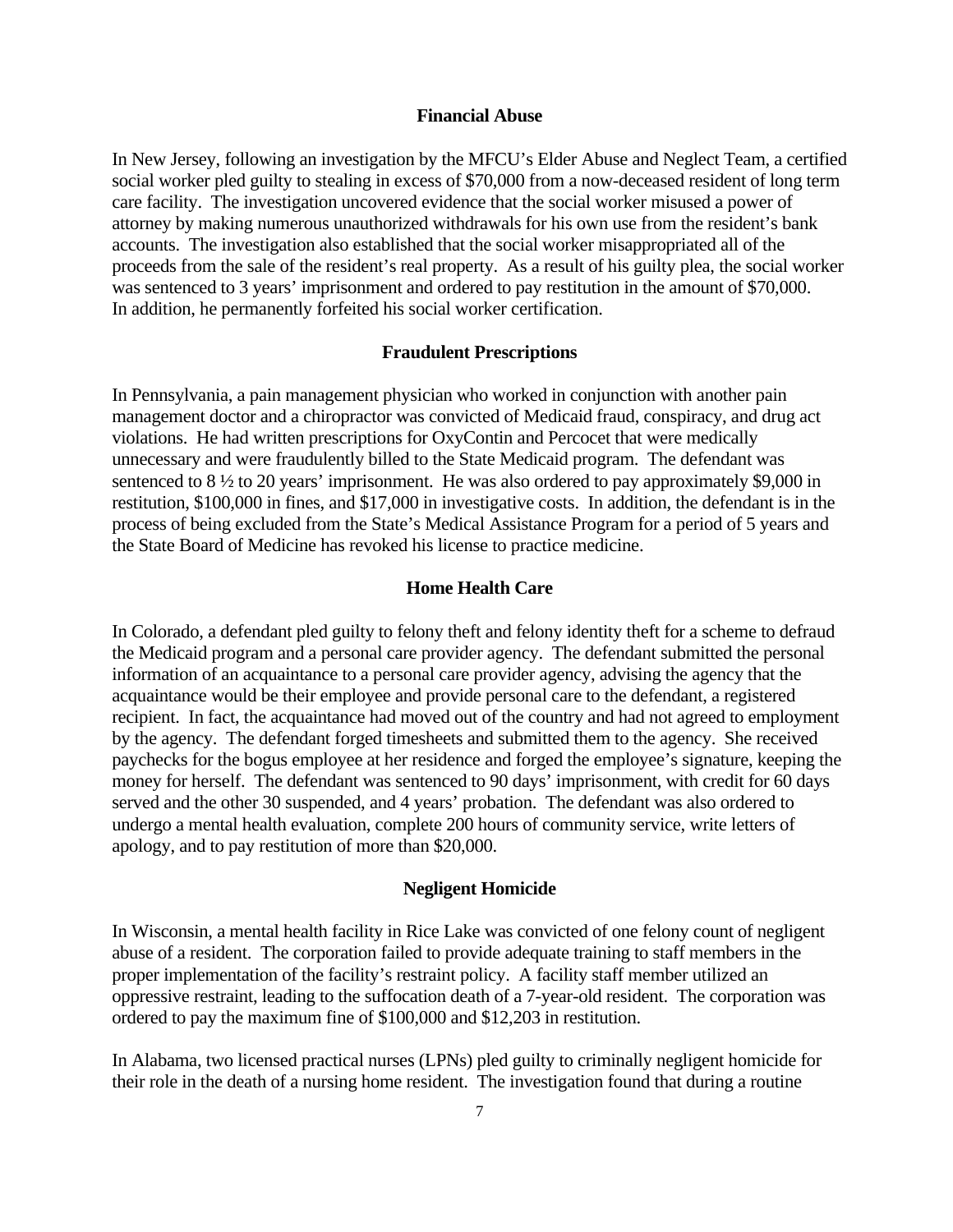### Financial Abuse

In New Jersey, following an investigation by the MFCU's Elder Abuse and Neglect Team, a certified social worker pled guilty to stealing in excess of $70,000 from a now-deceased resident of long term care facility. The investigation uncovered evidence that the social worker misused a power of attorney by making numerous unauthorized withdrawals for his own use from the resident's bank accounts. The investigation also established that the social worker misappropriated all of the proceeds from the sale of the resident's real property. As a result of his guilty plea, the social worker was sentenced to 3 years' imprisonment and ordered to pay restitution in the amount of $70,000. In addition, he permanently forfeited his social worker certification.

### Fraudulent Prescriptions

In Pennsylvania, a pain management physician who worked in conjunction with another pain management doctor and a chiropractor was convicted of Medicaid fraud, conspiracy, and drug act violations. He had written prescriptions for OxyContin and Percocet that were medically unnecessary and were fraudulently billed to the State Medicaid program. The defendant was sentenced to 8 ½ to 20 years' imprisonment. He was also ordered to pay approximately $9,000 in restitution, $100,000 in fines, and $17,000 in investigative costs. In addition, the defendant is in the process of being excluded from the State's Medical Assistance Program for a period of 5 years and the State Board of Medicine has revoked his license to practice medicine.

### Home Health Care

In Colorado, a defendant pled guilty to felony theft and felony identity theft for a scheme to defraud the Medicaid program and a personal care provider agency. The defendant submitted the personal information of an acquaintance to a personal care provider agency, advising the agency that the acquaintance would be their employee and provide personal care to the defendant, a registered recipient. In fact, the acquaintance had moved out of the country and had not agreed to employment by the agency. The defendant forged timesheets and submitted them to the agency. She received paychecks for the bogus employee at her residence and forged the employee's signature, keeping the money for herself. The defendant was sentenced to 90 days' imprisonment, with credit for 60 days served and the other 30 suspended, and 4 years' probation. The defendant was also ordered to undergo a mental health evaluation, complete 200 hours of community service, write letters of apology, and to pay restitution of more than $20,000.

### Negligent Homicide

In Wisconsin, a mental health facility in Rice Lake was convicted of one felony count of negligent abuse of a resident. The corporation failed to provide adequate training to staff members in the proper implementation of the facility's restraint policy. A facility staff member utilized an oppressive restraint, leading to the suffocation death of a 7-year-old resident. The corporation was ordered to pay the maximum fine of $100,000 and $12,203 in restitution.

In Alabama, two licensed practical nurses (LPNs) pled guilty to criminally negligent homicide for their role in the death of a nursing home resident. The investigation found that during a routine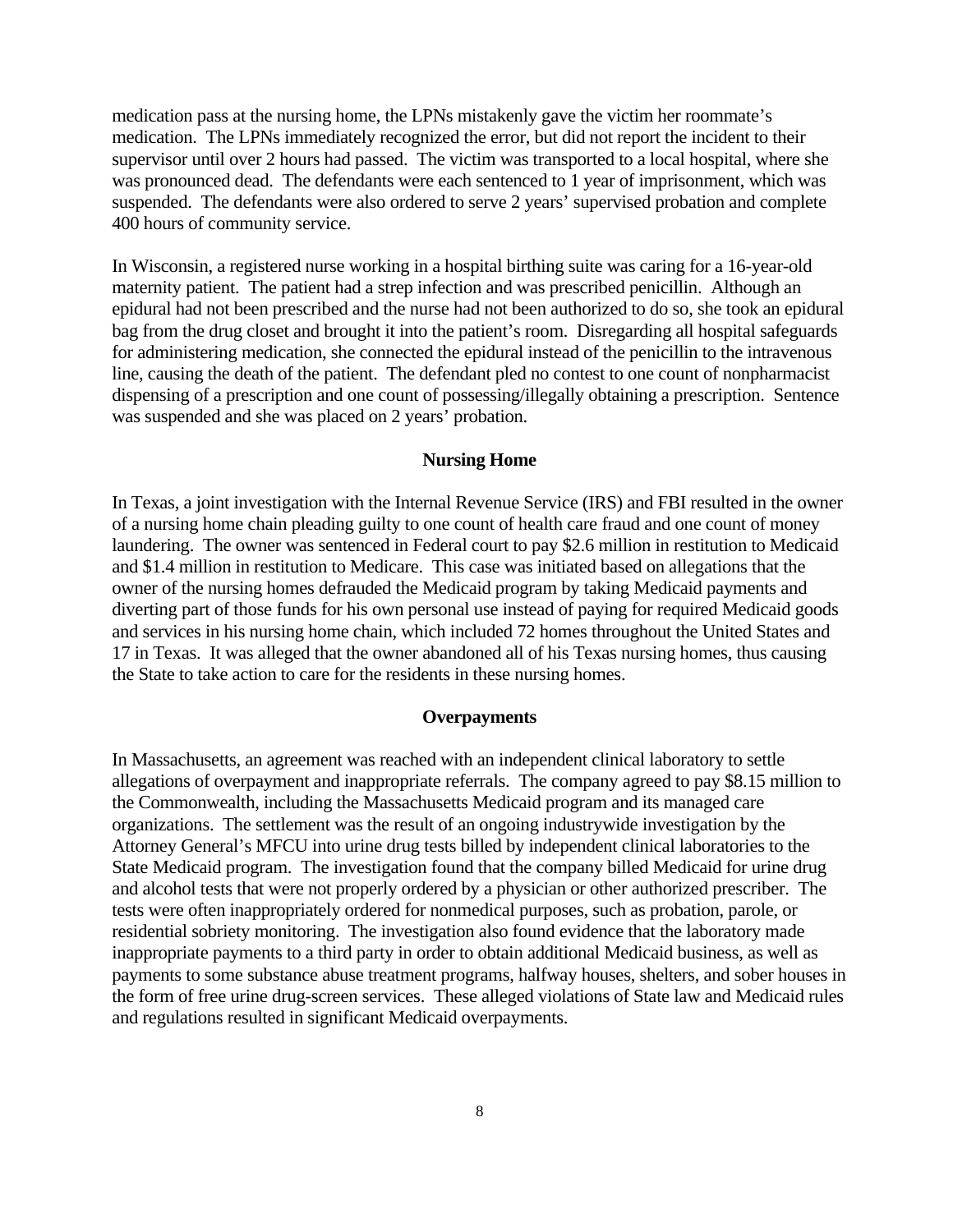medication pass at the nursing home, the LPNs mistakenly gave the victim her roommate's medication. The LPNs immediately recognized the error, but did not report the incident to their supervisor until over 2 hours had passed. The victim was transported to a local hospital, where she was pronounced dead. The defendants were each sentenced to 1 year of imprisonment, which was suspended. The defendants were also ordered to serve 2 years' supervised probation and complete 400 hours of community service.

In Wisconsin, a registered nurse working in a hospital birthing suite was caring for a 16-year-old maternity patient. The patient had a strep infection and was prescribed penicillin. Although an epidural had not been prescribed and the nurse had not been authorized to do so, she took an epidural bag from the drug closet and brought it into the patient's room. Disregarding all hospital safeguards for administering medication, she connected the epidural instead of the penicillin to the intravenous line, causing the death of the patient. The defendant pled no contest to one count of nonpharmacist dispensing of a prescription and one count of possessing/illegally obtaining a prescription. Sentence was suspended and she was placed on 2 years' probation.

**Nursing Home**

In Texas, a joint investigation with the Internal Revenue Service (IRS) and FBI resulted in the owner of a nursing home chain pleading guilty to one count of health care fraud and one count of money laundering. The owner was sentenced in Federal court to pay $2.6 million in restitution to Medicaid and $1.4 million in restitution to Medicare. This case was initiated based on allegations that the owner of the nursing homes defrauded the Medicaid program by taking Medicaid payments and diverting part of those funds for his own personal use instead of paying for required Medicaid goods and services in his nursing home chain, which included 72 homes throughout the United States and 17 in Texas. It was alleged that the owner abandoned all of his Texas nursing homes, thus causing the State to take action to care for the residents in these nursing homes.

**Overpayments**

In Massachusetts, an agreement was reached with an independent clinical laboratory to settle allegations of overpayment and inappropriate referrals. The company agreed to pay $8.15 million to the Commonwealth, including the Massachusetts Medicaid program and its managed care organizations. The settlement was the result of an ongoing industrywide investigation by the Attorney General's MFCU into urine drug tests billed by independent clinical laboratories to the State Medicaid program. The investigation found that the company billed Medicaid for urine drug and alcohol tests that were not properly ordered by a physician or other authorized prescriber. The tests were often inappropriately ordered for nonmedical purposes, such as probation, parole, or residential sobriety monitoring. The investigation also found evidence that the laboratory made inappropriate payments to a third party in order to obtain additional Medicaid business, as well as payments to some substance abuse treatment programs, halfway houses, shelters, and sober houses in the form of free urine drug-screen services. These alleged violations of State law and Medicaid rules and regulations resulted in significant Medicaid overpayments.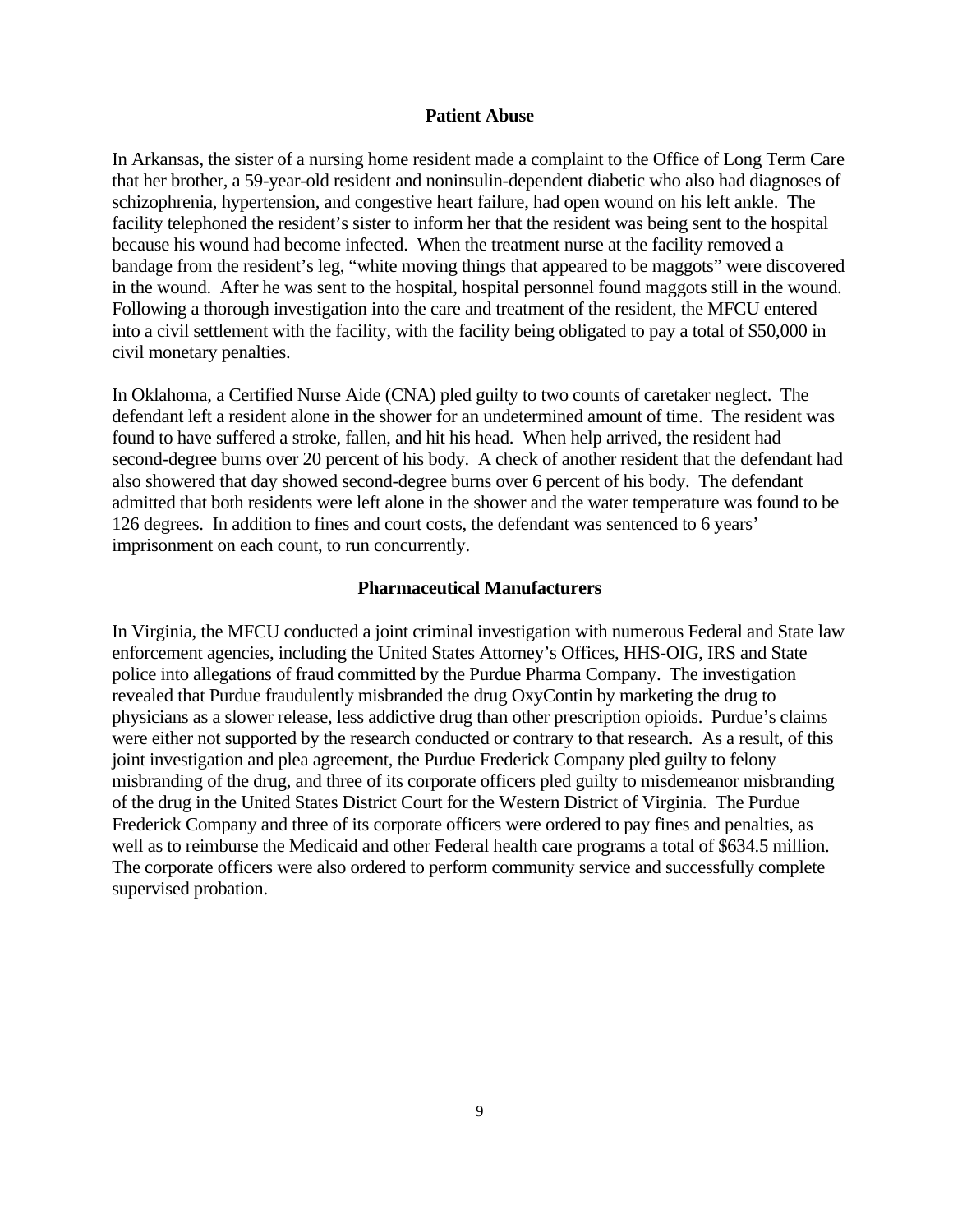## Patient Abuse

In Arkansas, the sister of a nursing home resident made a complaint to the Office of Long Term Care that her brother, a 59-year-old resident and noninsulin-dependent diabetic who also had diagnoses of schizophrenia, hypertension, and congestive heart failure, had open wound on his left ankle. The facility telephoned the resident's sister to inform her that the resident was being sent to the hospital because his wound had become infected. When the treatment nurse at the facility removed a bandage from the resident's leg, "white moving things that appeared to be maggots" were discovered in the wound. After he was sent to the hospital, hospital personnel found maggots still in the wound. Following a thorough investigation into the care and treatment of the resident, the MFCU entered into a civil settlement with the facility, with the facility being obligated to pay a total of $50,000 in civil monetary penalties.

In Oklahoma, a Certified Nurse Aide (CNA) pled guilty to two counts of caretaker neglect. The defendant left a resident alone in the shower for an undetermined amount of time. The resident was found to have suffered a stroke, fallen, and hit his head. When help arrived, the resident had second-degree burns over 20 percent of his body. A check of another resident that the defendant had also showered that day showed second-degree burns over 6 percent of his body. The defendant admitted that both residents were left alone in the shower and the water temperature was found to be 126 degrees. In addition to fines and court costs, the defendant was sentenced to 6 years' imprisonment on each count, to run concurrently.

## Pharmaceutical Manufacturers

In Virginia, the MFCU conducted a joint criminal investigation with numerous Federal and State law enforcement agencies, including the United States Attorney's Offices, HHS-OIG, IRS and State police into allegations of fraud committed by the Purdue Pharma Company. The investigation revealed that Purdue fraudulently misbranded the drug OxyContin by marketing the drug to physicians as a slower release, less addictive drug than other prescription opioids. Purdue's claims were either not supported by the research conducted or contrary to that research. As a result, of this joint investigation and plea agreement, the Purdue Frederick Company pled guilty to felony misbranding of the drug, and three of its corporate officers pled guilty to misdemeanor misbranding of the drug in the United States District Court for the Western District of Virginia. The Purdue Frederick Company and three of its corporate officers were ordered to pay fines and penalties, as well as to reimburse the Medicaid and other Federal health care programs a total of $634.5 million. The corporate officers were also ordered to perform community service and successfully complete supervised probation.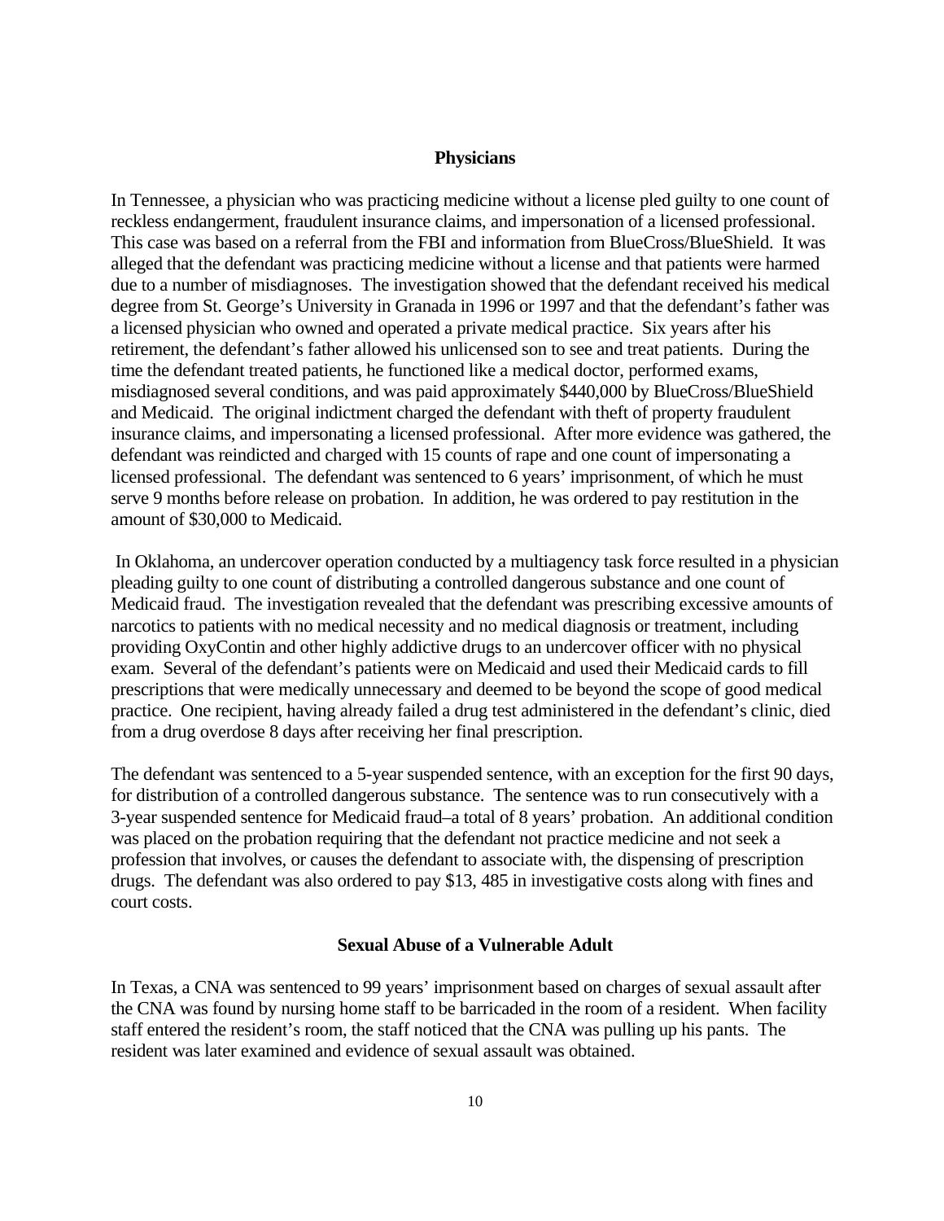### Physicians

In Tennessee, a physician who was practicing medicine without a license pled guilty to one count of reckless endangerment, fraudulent insurance claims, and impersonation of a licensed professional. This case was based on a referral from the FBI and information from BlueCross/BlueShield. It was alleged that the defendant was practicing medicine without a license and that patients were harmed due to a number of misdiagnoses. The investigation showed that the defendant received his medical degree from St. George's University in Granada in 1996 or 1997 and that the defendant's father was a licensed physician who owned and operated a private medical practice. Six years after his retirement, the defendant's father allowed his unlicensed son to see and treat patients. During the time the defendant treated patients, he functioned like a medical doctor, performed exams, misdiagnosed several conditions, and was paid approximately $440,000 by BlueCross/BlueShield and Medicaid. The original indictment charged the defendant with theft of property fraudulent insurance claims, and impersonating a licensed professional. After more evidence was gathered, the defendant was reindicted and charged with 15 counts of rape and one count of impersonating a licensed professional. The defendant was sentenced to 6 years' imprisonment, of which he must serve 9 months before release on probation. In addition, he was ordered to pay restitution in the amount of $30,000 to Medicaid.

In Oklahoma, an undercover operation conducted by a multiagency task force resulted in a physician pleading guilty to one count of distributing a controlled dangerous substance and one count of Medicaid fraud. The investigation revealed that the defendant was prescribing excessive amounts of narcotics to patients with no medical necessity and no medical diagnosis or treatment, including providing OxyContin and other highly addictive drugs to an undercover officer with no physical exam. Several of the defendant's patients were on Medicaid and used their Medicaid cards to fill prescriptions that were medically unnecessary and deemed to be beyond the scope of good medical practice. One recipient, having already failed a drug test administered in the defendant's clinic, died from a drug overdose 8 days after receiving her final prescription.

The defendant was sentenced to a 5-year suspended sentence, with an exception for the first 90 days, for distribution of a controlled dangerous substance. The sentence was to run consecutively with a 3-year suspended sentence for Medicaid fraud–a total of 8 years' probation. An additional condition was placed on the probation requiring that the defendant not practice medicine and not seek a profession that involves, or causes the defendant to associate with, the dispensing of prescription drugs. The defendant was also ordered to pay $13, 485 in investigative costs along with fines and court costs.

### Sexual Abuse of a Vulnerable Adult

In Texas, a CNA was sentenced to 99 years' imprisonment based on charges of sexual assault after the CNA was found by nursing home staff to be barricaded in the room of a resident. When facility staff entered the resident's room, the staff noticed that the CNA was pulling up his pants. The resident was later examined and evidence of sexual assault was obtained.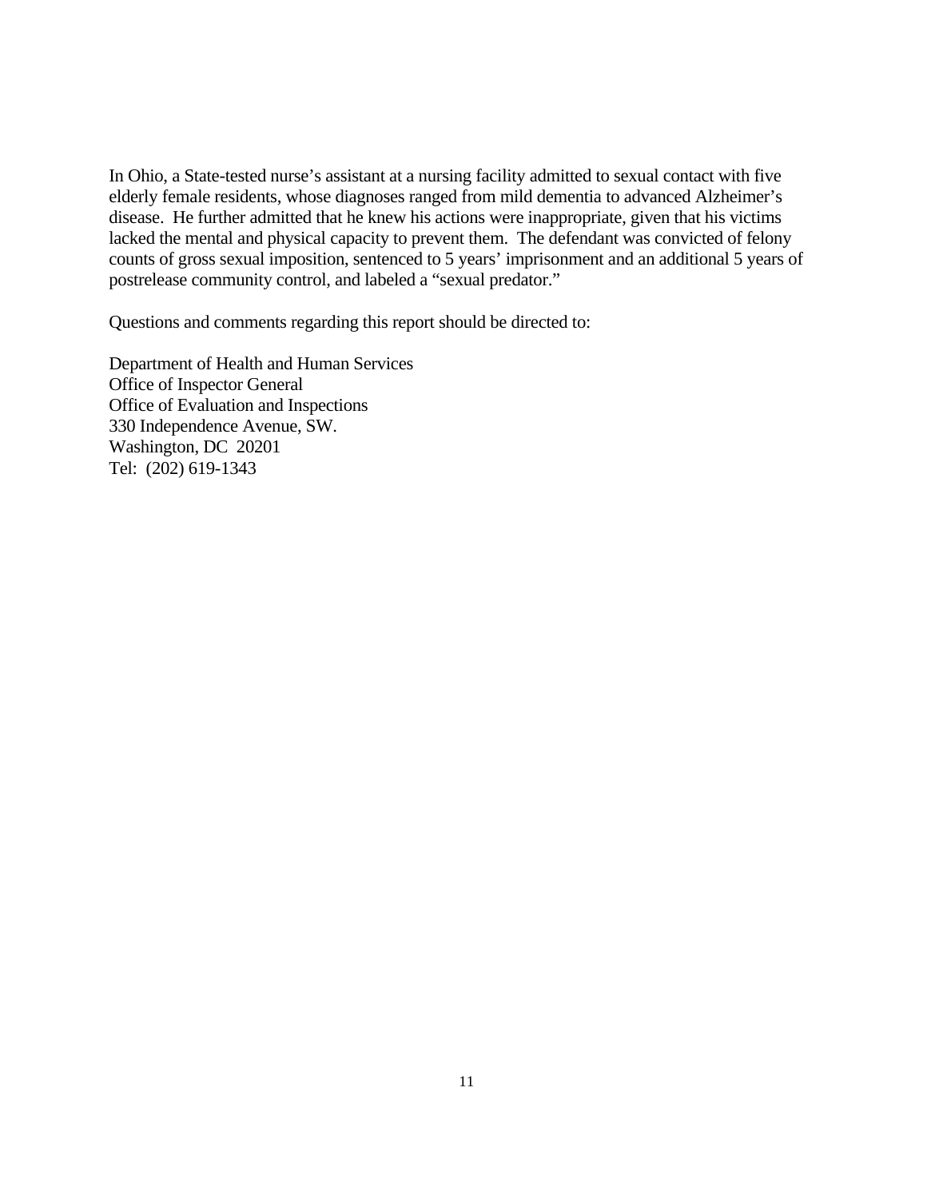In Ohio, a State-tested nurse's assistant at a nursing facility admitted to sexual contact with five elderly female residents, whose diagnoses ranged from mild dementia to advanced Alzheimer's disease. He further admitted that he knew his actions were inappropriate, given that his victims lacked the mental and physical capacity to prevent them. The defendant was convicted of felony counts of gross sexual imposition, sentenced to 5 years' imprisonment and an additional 5 years of postrelease community control, and labeled a "sexual predator."

Questions and comments regarding this report should be directed to:

Department of Health and Human Services
Office of Inspector General
Office of Evaluation and Inspections
330 Independence Avenue, SW.
Washington, DC 20201
Tel: (202) 619-1343